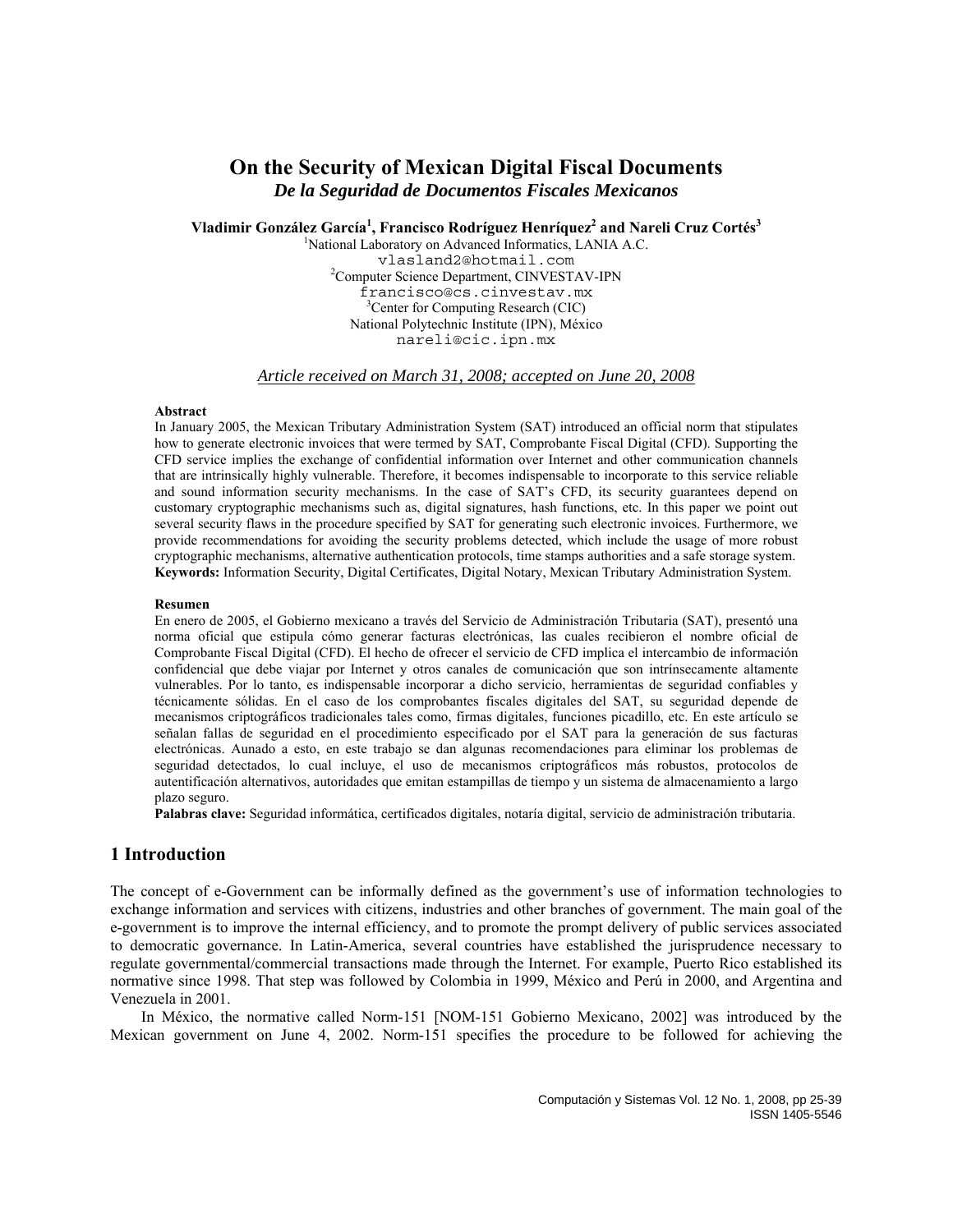# On the Security of Mexican Digital Fiscal Documents

***De la Seguridad de Documentos Fiscales Mexicanos***

**Vladimir González García[1], Francisco Rodríguez Henríquez[2] and Nareli Cruz Cortés[3]**

[1]National Laboratory on Advanced Informatics, LANIA A.C.
vlasland2@hotmail.com
[2]Computer Science Department, CINVESTAV-IPN
francisco@cs.cinvestav.mx
[3]Center for Computing Research (CIC)
National Polytechnic Institute (IPN), México
nareli@cic.ipn.mx

*Article received on March 31, 2008; accepted on June 20, 2008*

**Abstract**

In January 2005, the Mexican Tributary Administration System (SAT) introduced an official norm that stipulates how to generate electronic invoices that were termed by SAT, Comprobante Fiscal Digital (CFD). Supporting the CFD service implies the exchange of confidential information over Internet and other communication channels that are intrinsically highly vulnerable. Therefore, it becomes indispensable to incorporate to this service reliable and sound information security mechanisms. In the case of SAT's CFD, its security guarantees depend on customary cryptographic mechanisms such as, digital signatures, hash functions, etc. In this paper we point out several security flaws in the procedure specified by SAT for generating such electronic invoices. Furthermore, we provide recommendations for avoiding the security problems detected, which include the usage of more robust cryptographic mechanisms, alternative authentication protocols, time stamps authorities and a safe storage system.
**Keywords:** Information Security, Digital Certificates, Digital Notary, Mexican Tributary Administration System.

**Resumen**

En enero de 2005, el Gobierno mexicano a través del Servicio de Administración Tributaria (SAT), presentó una norma oficial que estipula cómo generar facturas electrónicas, las cuales recibieron el nombre oficial de Comprobante Fiscal Digital (CFD). El hecho de ofrecer el servicio de CFD implica el intercambio de información confidencial que debe viajar por Internet y otros canales de comunicación que son intrínsecamente altamente vulnerables. Por lo tanto, es indispensable incorporar a dicho servicio, herramientas de seguridad confiables y técnicamente sólidas. En el caso de los comprobantes fiscales digitales del SAT, su seguridad depende de mecanismos criptográficos tradicionales tales como, firmas digitales, funciones picadillo, etc. En este artículo se señalan fallas de seguridad en el procedimiento especificado por el SAT para la generación de sus facturas electrónicas. Aunado a esto, en este trabajo se dan algunas recomendaciones para eliminar los problemas de seguridad detectados, lo cual incluye, el uso de mecanismos criptográficos más robustos, protocolos de autentificación alternativos, autoridades que emitan estampillas de tiempo y un sistema de almacenamiento a largo plazo seguro.
**Palabras clave:** Seguridad informática, certificados digitales, notaría digital, servicio de administración tributaria.

## 1 Introduction

The concept of e-Government can be informally defined as the government's use of information technologies to exchange information and services with citizens, industries and other branches of government. The main goal of the e-government is to improve the internal efficiency, and to promote the prompt delivery of public services associated to democratic governance. In Latin-America, several countries have established the jurisprudence necessary to regulate governmental/commercial transactions made through the Internet. For example, Puerto Rico established its normative since 1998. That step was followed by Colombia in 1999, México and Perú in 2000, and Argentina and Venezuela in 2001.

In México, the normative called Norm-151 [NOM-151 Gobierno Mexicano, 2002] was introduced by the Mexican government on June 4, 2002. Norm-151 specifies the procedure to be followed for achieving the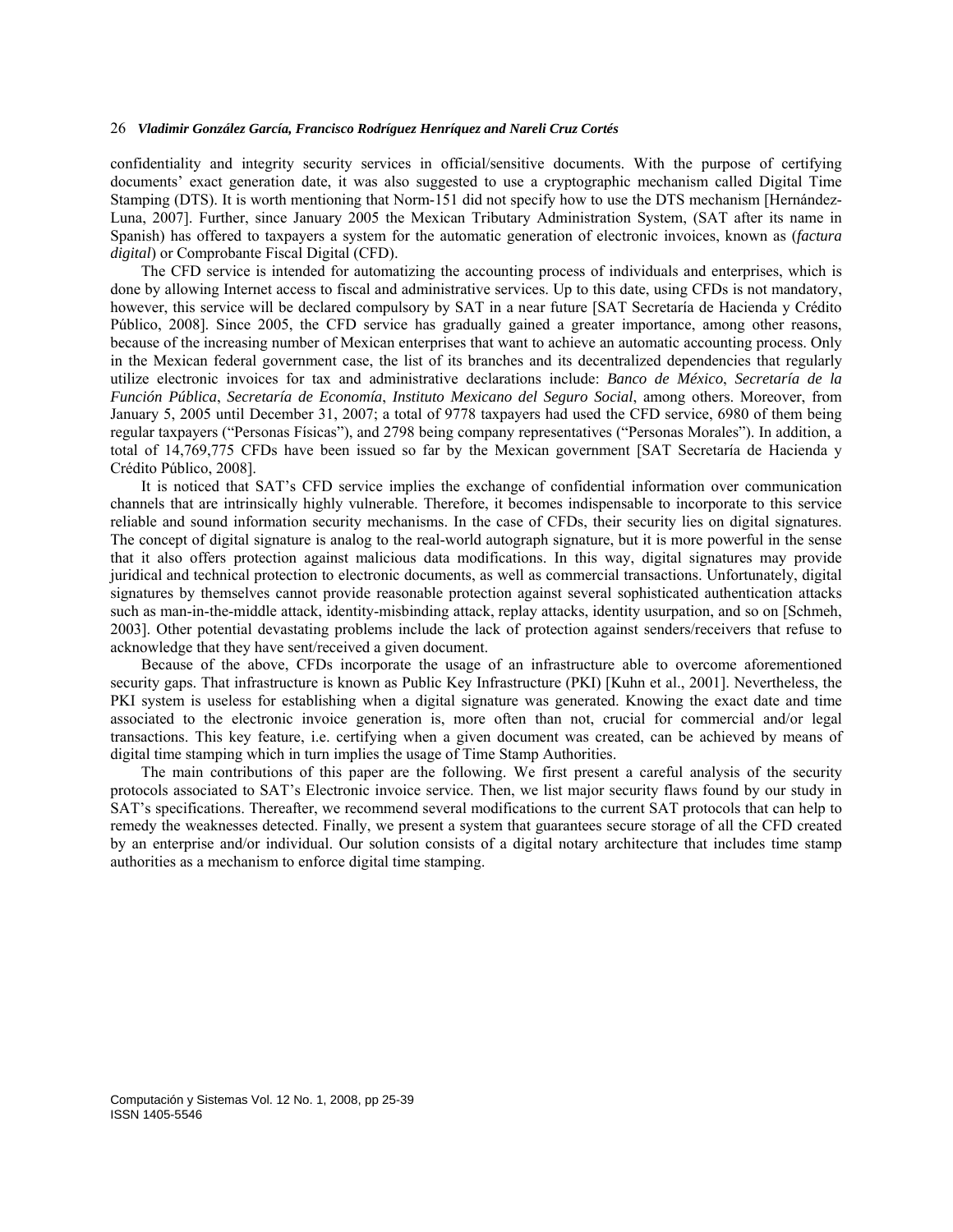confidentiality and integrity security services in official/sensitive documents. With the purpose of certifying documents' exact generation date, it was also suggested to use a cryptographic mechanism called Digital Time Stamping (DTS). It is worth mentioning that Norm-151 did not specify how to use the DTS mechanism [Hernández-Luna, 2007]. Further, since January 2005 the Mexican Tributary Administration System, (SAT after its name in Spanish) has offered to taxpayers a system for the automatic generation of electronic invoices, known as (*factura digital*) or Comprobante Fiscal Digital (CFD).

The CFD service is intended for automatizing the accounting process of individuals and enterprises, which is done by allowing Internet access to fiscal and administrative services. Up to this date, using CFDs is not mandatory, however, this service will be declared compulsory by SAT in a near future [SAT Secretaría de Hacienda y Crédito Público, 2008]. Since 2005, the CFD service has gradually gained a greater importance, among other reasons, because of the increasing number of Mexican enterprises that want to achieve an automatic accounting process. Only in the Mexican federal government case, the list of its branches and its decentralized dependencies that regularly utilize electronic invoices for tax and administrative declarations include: *Banco de México*, *Secretaría de la Función Pública*, *Secretaría de Economía*, *Instituto Mexicano del Seguro Social*, among others. Moreover, from January 5, 2005 until December 31, 2007; a total of 9778 taxpayers had used the CFD service, 6980 of them being regular taxpayers ("Personas Físicas"), and 2798 being company representatives ("Personas Morales"). In addition, a total of 14,769,775 CFDs have been issued so far by the Mexican government [SAT Secretaría de Hacienda y Crédito Público, 2008].

It is noticed that SAT's CFD service implies the exchange of confidential information over communication channels that are intrinsically highly vulnerable. Therefore, it becomes indispensable to incorporate to this service reliable and sound information security mechanisms. In the case of CFDs, their security lies on digital signatures. The concept of digital signature is analog to the real-world autograph signature, but it is more powerful in the sense that it also offers protection against malicious data modifications. In this way, digital signatures may provide juridical and technical protection to electronic documents, as well as commercial transactions. Unfortunately, digital signatures by themselves cannot provide reasonable protection against several sophisticated authentication attacks such as man-in-the-middle attack, identity-misbinding attack, replay attacks, identity usurpation, and so on [Schmeh, 2003]. Other potential devastating problems include the lack of protection against senders/receivers that refuse to acknowledge that they have sent/received a given document.

Because of the above, CFDs incorporate the usage of an infrastructure able to overcome aforementioned security gaps. That infrastructure is known as Public Key Infrastructure (PKI) [Kuhn et al., 2001]. Nevertheless, the PKI system is useless for establishing when a digital signature was generated. Knowing the exact date and time associated to the electronic invoice generation is, more often than not, crucial for commercial and/or legal transactions. This key feature, i.e. certifying when a given document was created, can be achieved by means of digital time stamping which in turn implies the usage of Time Stamp Authorities.

The main contributions of this paper are the following. We first present a careful analysis of the security protocols associated to SAT's Electronic invoice service. Then, we list major security flaws found by our study in SAT's specifications. Thereafter, we recommend several modifications to the current SAT protocols that can help to remedy the weaknesses detected. Finally, we present a system that guarantees secure storage of all the CFD created by an enterprise and/or individual. Our solution consists of a digital notary architecture that includes time stamp authorities as a mechanism to enforce digital time stamping.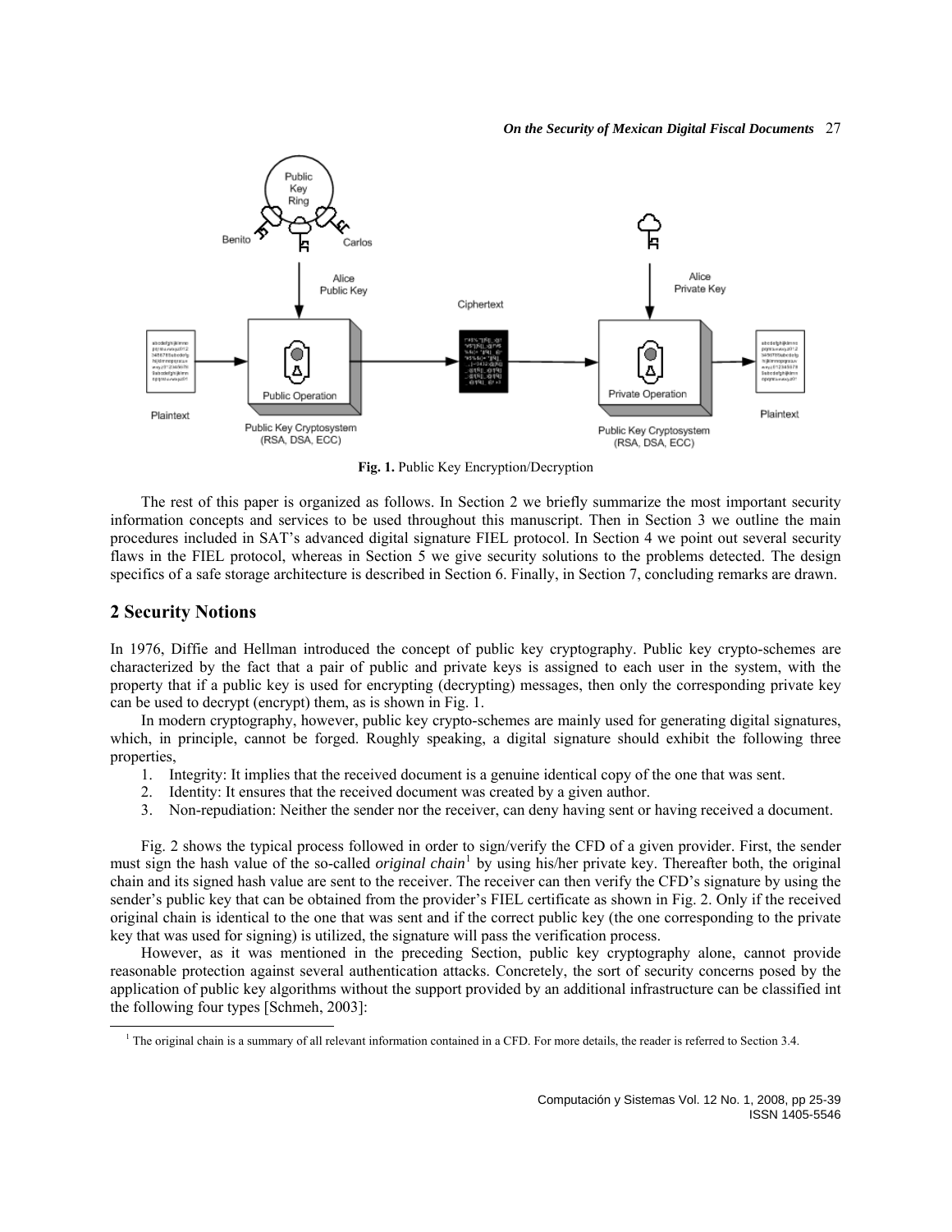Fig. 1. Public Key Encryption/Decryption

The rest of this paper is organized as follows. In Section 2 we briefly summarize the most important security information concepts and services to be used throughout this manuscript. Then in Section 3 we outline the main procedures included in SAT's advanced digital signature FIEL protocol. In Section 4 we point out several security flaws in the FIEL protocol, whereas in Section 5 we give security solutions to the problems detected. The design specifics of a safe storage architecture is described in Section 6. Finally, in Section 7, concluding remarks are drawn.

## 2 Security Notions

In 1976, Diffie and Hellman introduced the concept of public key cryptography. Public key crypto-schemes are characterized by the fact that a pair of public and private keys is assigned to each user in the system, with the property that if a public key is used for encrypting (decrypting) messages, then only the corresponding private key can be used to decrypt (encrypt) them, as is shown in Fig. 1.

In modern cryptography, however, public key crypto-schemes are mainly used for generating digital signatures, which, in principle, cannot be forged. Roughly speaking, a digital signature should exhibit the following three properties,

1. Integrity: It implies that the received document is a genuine identical copy of the one that was sent.
2. Identity: It ensures that the received document was created by a given author.
3. Non-repudiation: Neither the sender nor the receiver, can deny having sent or having received a document.

Fig. 2 shows the typical process followed in order to sign/verify the CFD of a given provider. First, the sender must sign the hash value of the so-called *original chain*[1] by using his/her private key. Thereafter both, the original chain and its signed hash value are sent to the receiver. The receiver can then verify the CFD's signature by using the sender's public key that can be obtained from the provider's FIEL certificate as shown in Fig. 2. Only if the received original chain is identical to the one that was sent and if the correct public key (the one corresponding to the private key that was used for signing) is utilized, the signature will pass the verification process.

However, as it was mentioned in the preceding Section, public key cryptography alone, cannot provide reasonable protection against several authentication attacks. Concretely, the sort of security concerns posed by the application of public key algorithms without the support provided by an additional infrastructure can be classified int the following four types [Schmeh, 2003]:

[1] The original chain is a summary of all relevant information contained in a CFD. For more details, the reader is referred to Section 3.4.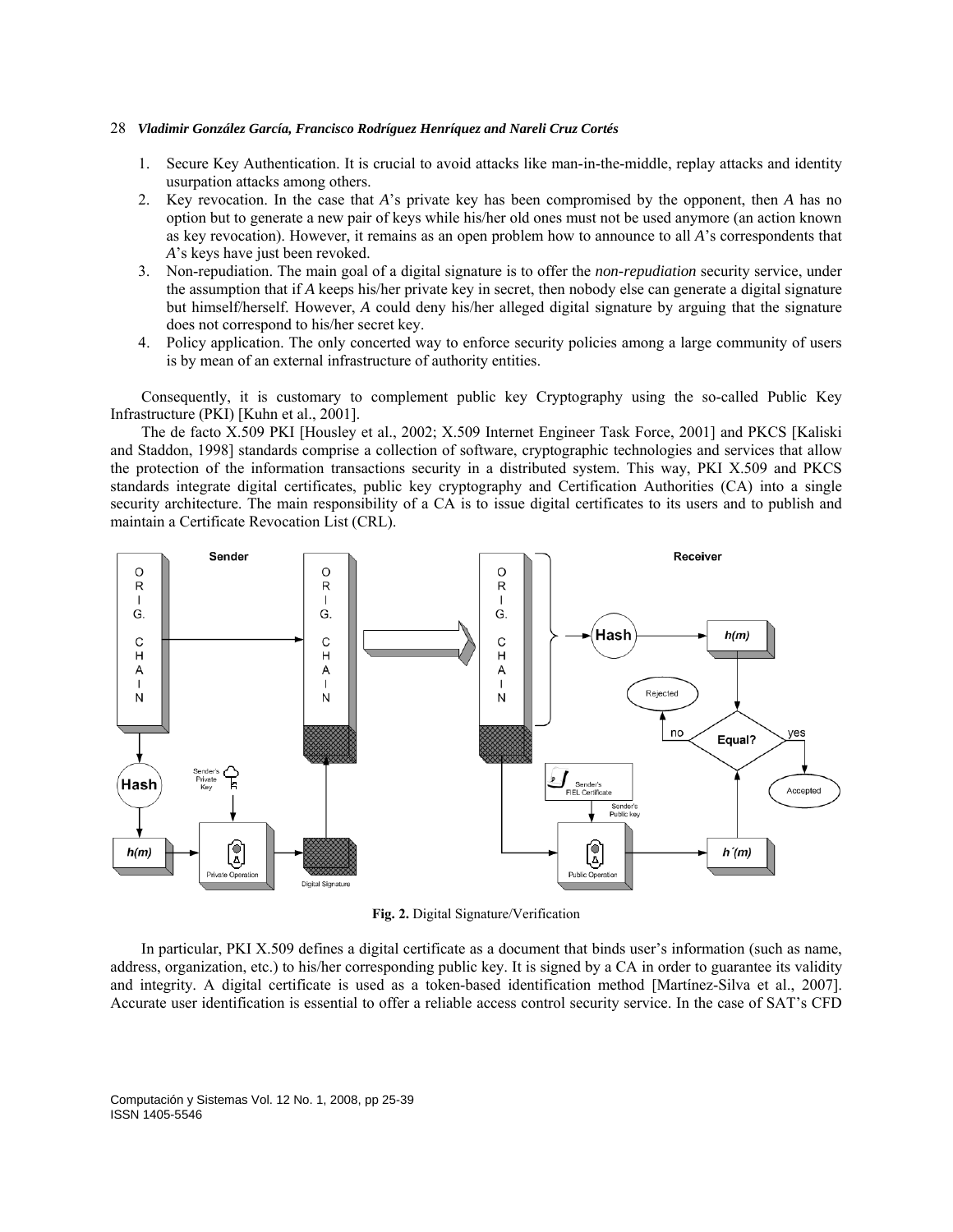1. Secure Key Authentication. It is crucial to avoid attacks like man-in-the-middle, replay attacks and identity usurpation attacks among others.
2. Key revocation. In the case that *A*'s private key has been compromised by the opponent, then *A* has no option but to generate a new pair of keys while his/her old ones must not be used anymore (an action known as key revocation). However, it remains as an open problem how to announce to all *A*'s correspondents that *A*'s keys have just been revoked.
3. Non-repudiation. The main goal of a digital signature is to offer the *non-repudiation* security service, under the assumption that if *A* keeps his/her private key in secret, then nobody else can generate a digital signature but himself/herself. However, *A* could deny his/her alleged digital signature by arguing that the signature does not correspond to his/her secret key.
4. Policy application. The only concerted way to enforce security policies among a large community of users is by mean of an external infrastructure of authority entities.

Consequently, it is customary to complement public key Cryptography using the so-called Public Key Infrastructure (PKI) [Kuhn et al., 2001].

The de facto X.509 PKI [Housley et al., 2002; X.509 Internet Engineer Task Force, 2001] and PKCS [Kaliski and Staddon, 1998] standards comprise a collection of software, cryptographic technologies and services that allow the protection of the information transactions security in a distributed system. This way, PKI X.509 and PKCS standards integrate digital certificates, public key cryptography and Certification Authorities (CA) into a single security architecture. The main responsibility of a CA is to issue digital certificates to its users and to publish and maintain a Certificate Revocation List (CRL).

**Fig. 2.** Digital Signature/Verification

In particular, PKI X.509 defines a digital certificate as a document that binds user's information (such as name, address, organization, etc.) to his/her corresponding public key. It is signed by a CA in order to guarantee its validity and integrity. A digital certificate is used as a token-based identification method [Martínez-Silva et al., 2007]. Accurate user identification is essential to offer a reliable access control security service. In the case of SAT's CFD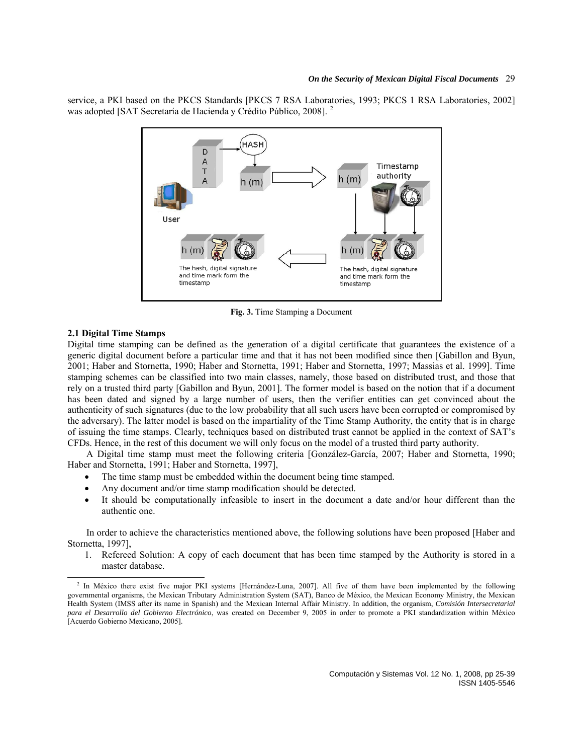service, a PKI based on the PKCS Standards [PKCS 7 RSA Laboratories, 1993; PKCS 1 RSA Laboratories, 2002] was adopted [SAT Secretaría de Hacienda y Crédito Público, 2008]. [2]

**Fig. 3.** Time Stamping a Document

### 2.1 Digital Time Stamps

Digital time stamping can be defined as the generation of a digital certificate that guarantees the existence of a generic digital document before a particular time and that it has not been modified since then [Gabillon and Byun, 2001; Haber and Stornetta, 1990; Haber and Stornetta, 1991; Haber and Stornetta, 1997; Massias et al. 1999]. Time stamping schemes can be classified into two main classes, namely, those based on distributed trust, and those that rely on a trusted third party [Gabillon and Byun, 2001]. The former model is based on the notion that if a document has been dated and signed by a large number of users, then the verifier entities can get convinced about the authenticity of such signatures (due to the low probability that all such users have been corrupted or compromised by the adversary). The latter model is based on the impartiality of the Time Stamp Authority, the entity that is in charge of issuing the time stamps. Clearly, techniques based on distributed trust cannot be applied in the context of SAT's CFDs. Hence, in the rest of this document we will only focus on the model of a trusted third party authority.

A Digital time stamp must meet the following criteria [González-García, 2007; Haber and Stornetta, 1990; Haber and Stornetta, 1991; Haber and Stornetta, 1997],

- The time stamp must be embedded within the document being time stamped.
- Any document and/or time stamp modification should be detected.
- It should be computationally infeasible to insert in the document a date and/or hour different than the authentic one.

In order to achieve the characteristics mentioned above, the following solutions have been proposed [Haber and Stornetta, 1997],

1. Refereed Solution: A copy of each document that has been time stamped by the Authority is stored in a master database.

[2] In México there exist five major PKI systems [Hernández-Luna, 2007]. All five of them have been implemented by the following governmental organisms, the Mexican Tributary Administration System (SAT), Banco de México, the Mexican Economy Ministry, the Mexican Health System (IMSS after its name in Spanish) and the Mexican Internal Affair Ministry. In addition, the organism, *Comisión Intersecretarial para el Desarrollo del Gobierno Electrónico*, was created on December 9, 2005 in order to promote a PKI standardization within México [Acuerdo Gobierno Mexicano, 2005].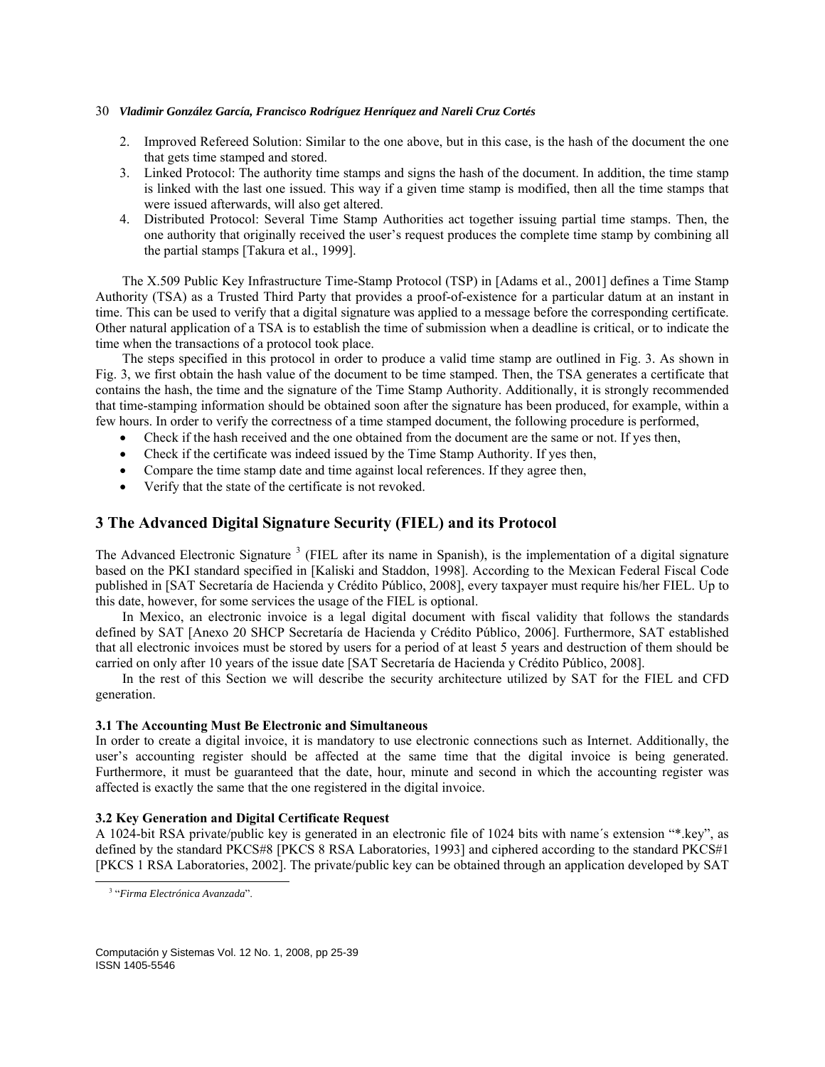2. Improved Refereed Solution: Similar to the one above, but in this case, is the hash of the document the one that gets time stamped and stored.
3. Linked Protocol: The authority time stamps and signs the hash of the document. In addition, the time stamp is linked with the last one issued. This way if a given time stamp is modified, then all the time stamps that were issued afterwards, will also get altered.
4. Distributed Protocol: Several Time Stamp Authorities act together issuing partial time stamps. Then, the one authority that originally received the user's request produces the complete time stamp by combining all the partial stamps [Takura et al., 1999].

The X.509 Public Key Infrastructure Time-Stamp Protocol (TSP) in [Adams et al., 2001] defines a Time Stamp Authority (TSA) as a Trusted Third Party that provides a proof-of-existence for a particular datum at an instant in time. This can be used to verify that a digital signature was applied to a message before the corresponding certificate. Other natural application of a TSA is to establish the time of submission when a deadline is critical, or to indicate the time when the transactions of a protocol took place.

The steps specified in this protocol in order to produce a valid time stamp are outlined in Fig. 3. As shown in Fig. 3, we first obtain the hash value of the document to be time stamped. Then, the TSA generates a certificate that contains the hash, the time and the signature of the Time Stamp Authority. Additionally, it is strongly recommended that time-stamping information should be obtained soon after the signature has been produced, for example, within a few hours. In order to verify the correctness of a time stamped document, the following procedure is performed,

- Check if the hash received and the one obtained from the document are the same or not. If yes then,
- Check if the certificate was indeed issued by the Time Stamp Authority. If yes then,
- Compare the time stamp date and time against local references. If they agree then,
- Verify that the state of the certificate is not revoked.

## 3 The Advanced Digital Signature Security (FIEL) and its Protocol

The Advanced Electronic Signature [3] (FIEL after its name in Spanish), is the implementation of a digital signature based on the PKI standard specified in [Kaliski and Staddon, 1998]. According to the Mexican Federal Fiscal Code published in [SAT Secretaría de Hacienda y Crédito Público, 2008], every taxpayer must require his/her FIEL. Up to this date, however, for some services the usage of the FIEL is optional.

In Mexico, an electronic invoice is a legal digital document with fiscal validity that follows the standards defined by SAT [Anexo 20 SHCP Secretaría de Hacienda y Crédito Público, 2006]. Furthermore, SAT established that all electronic invoices must be stored by users for a period of at least 5 years and destruction of them should be carried on only after 10 years of the issue date [SAT Secretaría de Hacienda y Crédito Público, 2008].

In the rest of this Section we will describe the security architecture utilized by SAT for the FIEL and CFD generation.

### 3.1 The Accounting Must Be Electronic and Simultaneous

In order to create a digital invoice, it is mandatory to use electronic connections such as Internet. Additionally, the user's accounting register should be affected at the same time that the digital invoice is being generated. Furthermore, it must be guaranteed that the date, hour, minute and second in which the accounting register was affected is exactly the same that the one registered in the digital invoice.

### 3.2 Key Generation and Digital Certificate Request

A 1024-bit RSA private/public key is generated in an electronic file of 1024 bits with name´s extension "*.key", as defined by the standard PKCS#8 [PKCS 8 RSA Laboratories, 1993] and ciphered according to the standard PKCS#1 [PKCS 1 RSA Laboratories, 2002]. The private/public key can be obtained through an application developed by SAT

[3] "*Firma Electrónica Avanzada*".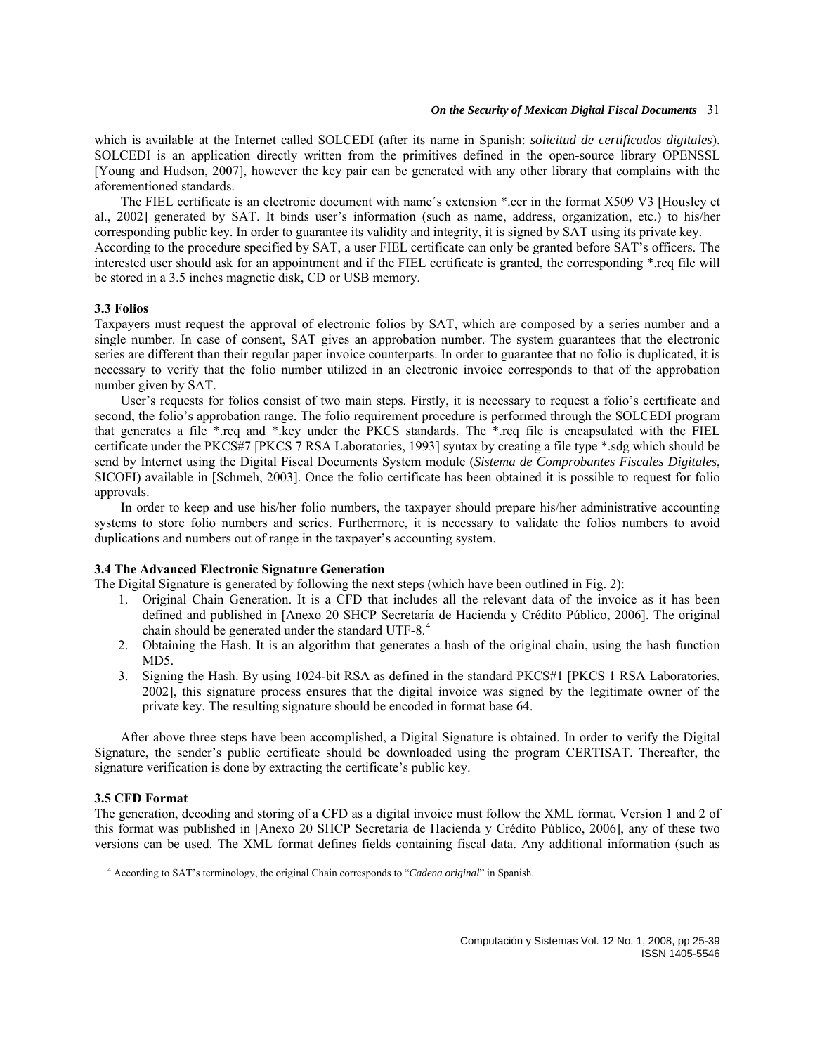which is available at the Internet called SOLCEDI (after its name in Spanish: *solicitud de certificados digitales*). SOLCEDI is an application directly written from the primitives defined in the open-source library OPENSSL [Young and Hudson, 2007], however the key pair can be generated with any other library that complains with the aforementioned standards.

The FIEL certificate is an electronic document with name´s extension *.cer in the format X509 V3 [Housley et al., 2002] generated by SAT. It binds user's information (such as name, address, organization, etc.) to his/her corresponding public key. In order to guarantee its validity and integrity, it is signed by SAT using its private key. According to the procedure specified by SAT, a user FIEL certificate can only be granted before SAT's officers. The interested user should ask for an appointment and if the FIEL certificate is granted, the corresponding *.req file will be stored in a 3.5 inches magnetic disk, CD or USB memory.

### 3.3 Folios

Taxpayers must request the approval of electronic folios by SAT, which are composed by a series number and a single number. In case of consent, SAT gives an approbation number. The system guarantees that the electronic series are different than their regular paper invoice counterparts. In order to guarantee that no folio is duplicated, it is necessary to verify that the folio number utilized in an electronic invoice corresponds to that of the approbation number given by SAT.

User's requests for folios consist of two main steps. Firstly, it is necessary to request a folio's certificate and second, the folio's approbation range. The folio requirement procedure is performed through the SOLCEDI program that generates a file *.req and *.key under the PKCS standards. The *.req file is encapsulated with the FIEL certificate under the PKCS#7 [PKCS 7 RSA Laboratories, 1993] syntax by creating a file type *.sdg which should be send by Internet using the Digital Fiscal Documents System module (*Sistema de Comprobantes Fiscales Digitales*, SICOFI) available in [Schmeh, 2003]. Once the folio certificate has been obtained it is possible to request for folio approvals.

In order to keep and use his/her folio numbers, the taxpayer should prepare his/her administrative accounting systems to store folio numbers and series. Furthermore, it is necessary to validate the folios numbers to avoid duplications and numbers out of range in the taxpayer's accounting system.

### 3.4 The Advanced Electronic Signature Generation

The Digital Signature is generated by following the next steps (which have been outlined in Fig. 2):

1. Original Chain Generation. It is a CFD that includes all the relevant data of the invoice as it has been defined and published in [Anexo 20 SHCP Secretaría de Hacienda y Crédito Público, 2006]. The original chain should be generated under the standard UTF-8.[4]
2. Obtaining the Hash. It is an algorithm that generates a hash of the original chain, using the hash function MD5.
3. Signing the Hash. By using 1024-bit RSA as defined in the standard PKCS#1 [PKCS 1 RSA Laboratories, 2002], this signature process ensures that the digital invoice was signed by the legitimate owner of the private key. The resulting signature should be encoded in format base 64.

After above three steps have been accomplished, a Digital Signature is obtained. In order to verify the Digital Signature, the sender's public certificate should be downloaded using the program CERTISAT. Thereafter, the signature verification is done by extracting the certificate's public key.

### 3.5 CFD Format

The generation, decoding and storing of a CFD as a digital invoice must follow the XML format. Version 1 and 2 of this format was published in [Anexo 20 SHCP Secretaría de Hacienda y Crédito Público, 2006], any of these two versions can be used. The XML format defines fields containing fiscal data. Any additional information (such as

---

[4] According to SAT's terminology, the original Chain corresponds to "*Cadena original*" in Spanish.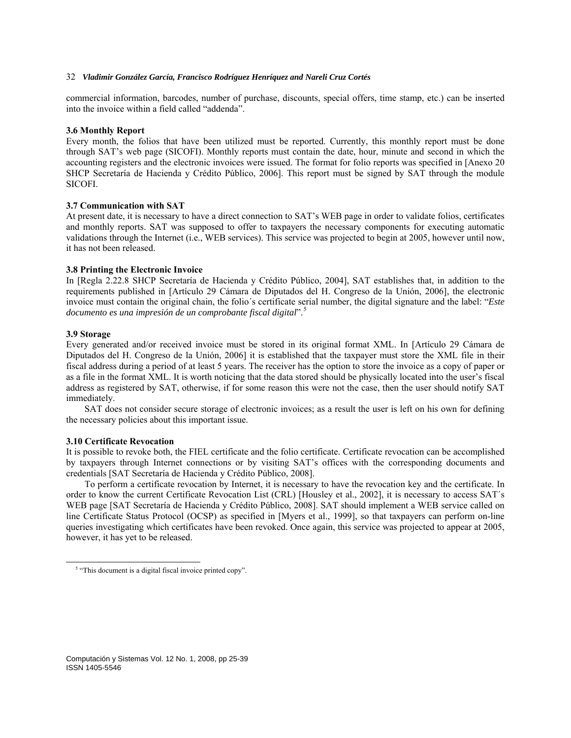commercial information, barcodes, number of purchase, discounts, special offers, time stamp, etc.) can be inserted into the invoice within a field called “addenda”.

### 3.6 Monthly Report

Every month, the folios that have been utilized must be reported. Currently, this monthly report must be done through SAT’s web page (SICOFI). Monthly reports must contain the date, hour, minute and second in which the accounting registers and the electronic invoices were issued. The format for folio reports was specified in [Anexo 20 SHCP Secretaría de Hacienda y Crédito Público, 2006]. This report must be signed by SAT through the module SICOFI.

### 3.7 Communication with SAT

At present date, it is necessary to have a direct connection to SAT’s WEB page in order to validate folios, certificates and monthly reports. SAT was supposed to offer to taxpayers the necessary components for executing automatic validations through the Internet (i.e., WEB services). This service was projected to begin at 2005, however until now, it has not been released.

### 3.8 Printing the Electronic Invoice

In [Regla 2.22.8 SHCP Secretaría de Hacienda y Crédito Público, 2004], SAT establishes that, in addition to the requirements published in [Artículo 29 Cámara de Diputados del H. Congreso de la Unión, 2006], the electronic invoice must contain the original chain, the folio´s certificate serial number, the digital signature and the label: “*Este documento es una impresión de un comprobante fiscal digital*”.[5]

### 3.9 Storage

Every generated and/or received invoice must be stored in its original format XML. In [Artículo 29 Cámara de Diputados del H. Congreso de la Unión, 2006] it is established that the taxpayer must store the XML file in their fiscal address during a period of at least 5 years. The receiver has the option to store the invoice as a copy of paper or as a file in the format XML. It is worth noticing that the data stored should be physically located into the user’s fiscal address as registered by SAT, otherwise, if for some reason this were not the case, then the user should notify SAT immediately.

SAT does not consider secure storage of electronic invoices; as a result the user is left on his own for defining the necessary policies about this important issue.

### 3.10 Certificate Revocation

It is possible to revoke both, the FIEL certificate and the folio certificate. Certificate revocation can be accomplished by taxpayers through Internet connections or by visiting SAT’s offices with the corresponding documents and credentials [SAT Secretaría de Hacienda y Crédito Público, 2008].

To perform a certificate revocation by Internet, it is necessary to have the revocation key and the certificate. In order to know the current Certificate Revocation List (CRL) [Housley et al., 2002], it is necessary to access SAT´s WEB page [SAT Secretaría de Hacienda y Crédito Público, 2008]. SAT should implement a WEB service called on line Certificate Status Protocol (OCSP) as specified in [Myers et al., 1999], so that taxpayers can perform on-line queries investigating which certificates have been revoked. Once again, this service was projected to appear at 2005, however, it has yet to be released.

---

[5] “This document is a digital fiscal invoice printed copy”.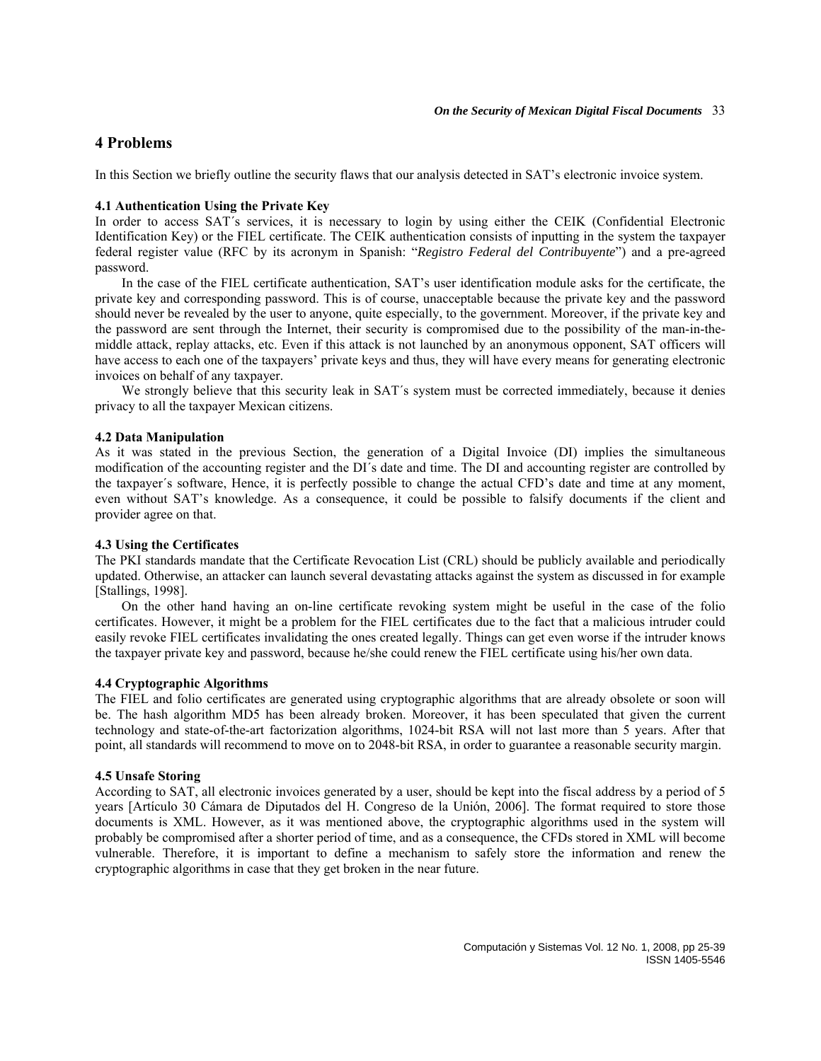## 4 Problems

In this Section we briefly outline the security flaws that our analysis detected in SAT's electronic invoice system.

### 4.1 Authentication Using the Private Key

In order to access SAT´s services, it is necessary to login by using either the CEIK (Confidential Electronic Identification Key) or the FIEL certificate. The CEIK authentication consists of inputting in the system the taxpayer federal register value (RFC by its acronym in Spanish: "*Registro Federal del Contribuyente*") and a pre-agreed password.

In the case of the FIEL certificate authentication, SAT's user identification module asks for the certificate, the private key and corresponding password. This is of course, unacceptable because the private key and the password should never be revealed by the user to anyone, quite especially, to the government. Moreover, if the private key and the password are sent through the Internet, their security is compromised due to the possibility of the man-in-the-middle attack, replay attacks, etc. Even if this attack is not launched by an anonymous opponent, SAT officers will have access to each one of the taxpayers' private keys and thus, they will have every means for generating electronic invoices on behalf of any taxpayer.

We strongly believe that this security leak in SAT´s system must be corrected immediately, because it denies privacy to all the taxpayer Mexican citizens.

### 4.2 Data Manipulation

As it was stated in the previous Section, the generation of a Digital Invoice (DI) implies the simultaneous modification of the accounting register and the DI´s date and time. The DI and accounting register are controlled by the taxpayer´s software, Hence, it is perfectly possible to change the actual CFD's date and time at any moment, even without SAT's knowledge. As a consequence, it could be possible to falsify documents if the client and provider agree on that.

### 4.3 Using the Certificates

The PKI standards mandate that the Certificate Revocation List (CRL) should be publicly available and periodically updated. Otherwise, an attacker can launch several devastating attacks against the system as discussed in for example [Stallings, 1998].

On the other hand having an on-line certificate revoking system might be useful in the case of the folio certificates. However, it might be a problem for the FIEL certificates due to the fact that a malicious intruder could easily revoke FIEL certificates invalidating the ones created legally. Things can get even worse if the intruder knows the taxpayer private key and password, because he/she could renew the FIEL certificate using his/her own data.

### 4.4 Cryptographic Algorithms

The FIEL and folio certificates are generated using cryptographic algorithms that are already obsolete or soon will be. The hash algorithm MD5 has been already broken. Moreover, it has been speculated that given the current technology and state-of-the-art factorization algorithms, 1024-bit RSA will not last more than 5 years. After that point, all standards will recommend to move on to 2048-bit RSA, in order to guarantee a reasonable security margin.

### 4.5 Unsafe Storing

According to SAT, all electronic invoices generated by a user, should be kept into the fiscal address by a period of 5 years [Artículo 30 Cámara de Diputados del H. Congreso de la Unión, 2006]. The format required to store those documents is XML. However, as it was mentioned above, the cryptographic algorithms used in the system will probably be compromised after a shorter period of time, and as a consequence, the CFDs stored in XML will become vulnerable. Therefore, it is important to define a mechanism to safely store the information and renew the cryptographic algorithms in case that they get broken in the near future.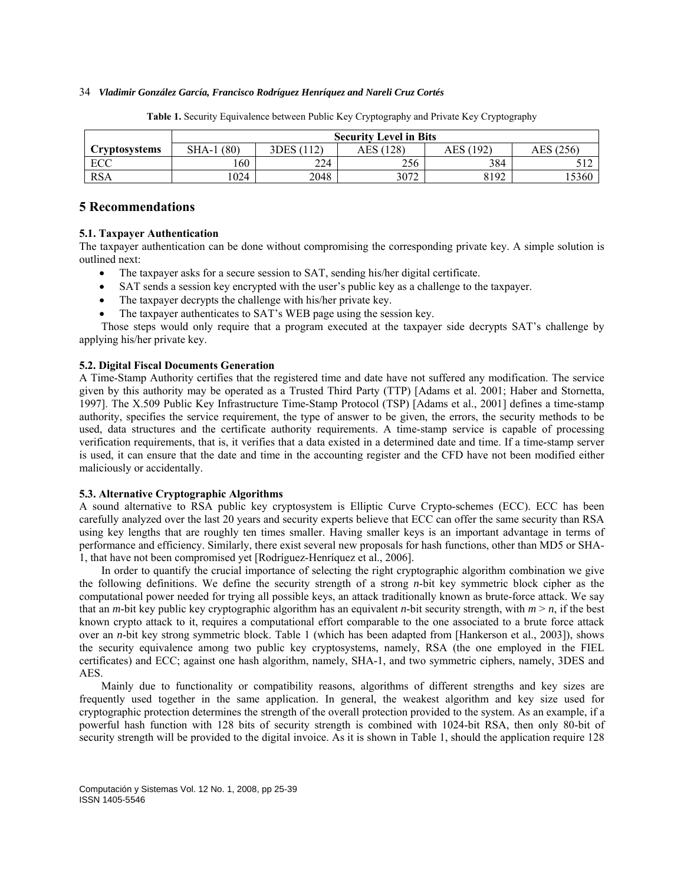**Table 1.** Security Equivalence between Public Key Cryptography and Private Key Cryptography

| Cryptosystems | Security Level in Bits | | | | |
|---|---|---|---|---|---|
| | SHA-1 (80) | 3DES (112) | AES (128) | AES (192) | AES (256) |
| ECC | 160 | 224 | 256 | 384 | 512 |
| RSA | 1024 | 2048 | 3072 | 8192 | 15360 |

## 5 Recommendations

### 5.1. Taxpayer Authentication

The taxpayer authentication can be done without compromising the corresponding private key. A simple solution is outlined next:

- The taxpayer asks for a secure session to SAT, sending his/her digital certificate.
- SAT sends a session key encrypted with the user's public key as a challenge to the taxpayer.
- The taxpayer decrypts the challenge with his/her private key.
- The taxpayer authenticates to SAT's WEB page using the session key.

Those steps would only require that a program executed at the taxpayer side decrypts SAT's challenge by applying his/her private key.

### 5.2. Digital Fiscal Documents Generation

A Time-Stamp Authority certifies that the registered time and date have not suffered any modification. The service given by this authority may be operated as a Trusted Third Party (TTP) [Adams et al. 2001; Haber and Stornetta, 1997]. The X.509 Public Key Infrastructure Time-Stamp Protocol (TSP) [Adams et al., 2001] defines a time-stamp authority, specifies the service requirement, the type of answer to be given, the errors, the security methods to be used, data structures and the certificate authority requirements. A time-stamp service is capable of processing verification requirements, that is, it verifies that a data existed in a determined date and time. If a time-stamp server is used, it can ensure that the date and time in the accounting register and the CFD have not been modified either maliciously or accidentally.

### 5.3. Alternative Cryptographic Algorithms

A sound alternative to RSA public key cryptosystem is Elliptic Curve Crypto-schemes (ECC). ECC has been carefully analyzed over the last 20 years and security experts believe that ECC can offer the same security than RSA using key lengths that are roughly ten times smaller. Having smaller keys is an important advantage in terms of performance and efficiency. Similarly, there exist several new proposals for hash functions, other than MD5 or SHA-1, that have not been compromised yet [Rodríguez-Henríquez et al., 2006].

In order to quantify the crucial importance of selecting the right cryptographic algorithm combination we give the following definitions. We define the security strength of a strong $n$-bit key symmetric block cipher as the computational power needed for trying all possible keys, an attack traditionally known as brute-force attack. We say that an $m$-bit key public key cryptographic algorithm has an equivalent $n$-bit security strength, with $m > n$, if the best known crypto attack to it, requires a computational effort comparable to the one associated to a brute force attack over an $n$-bit key strong symmetric block. Table 1 (which has been adapted from [Hankerson et al., 2003]), shows the security equivalence among two public key cryptosystems, namely, RSA (the one employed in the FIEL certificates) and ECC; against one hash algorithm, namely, SHA-1, and two symmetric ciphers, namely, 3DES and AES.

Mainly due to functionality or compatibility reasons, algorithms of different strengths and key sizes are frequently used together in the same application. In general, the weakest algorithm and key size used for cryptographic protection determines the strength of the overall protection provided to the system. As an example, if a powerful hash function with 128 bits of security strength is combined with 1024-bit RSA, then only 80-bit of security strength will be provided to the digital invoice. As it is shown in Table 1, should the application require 128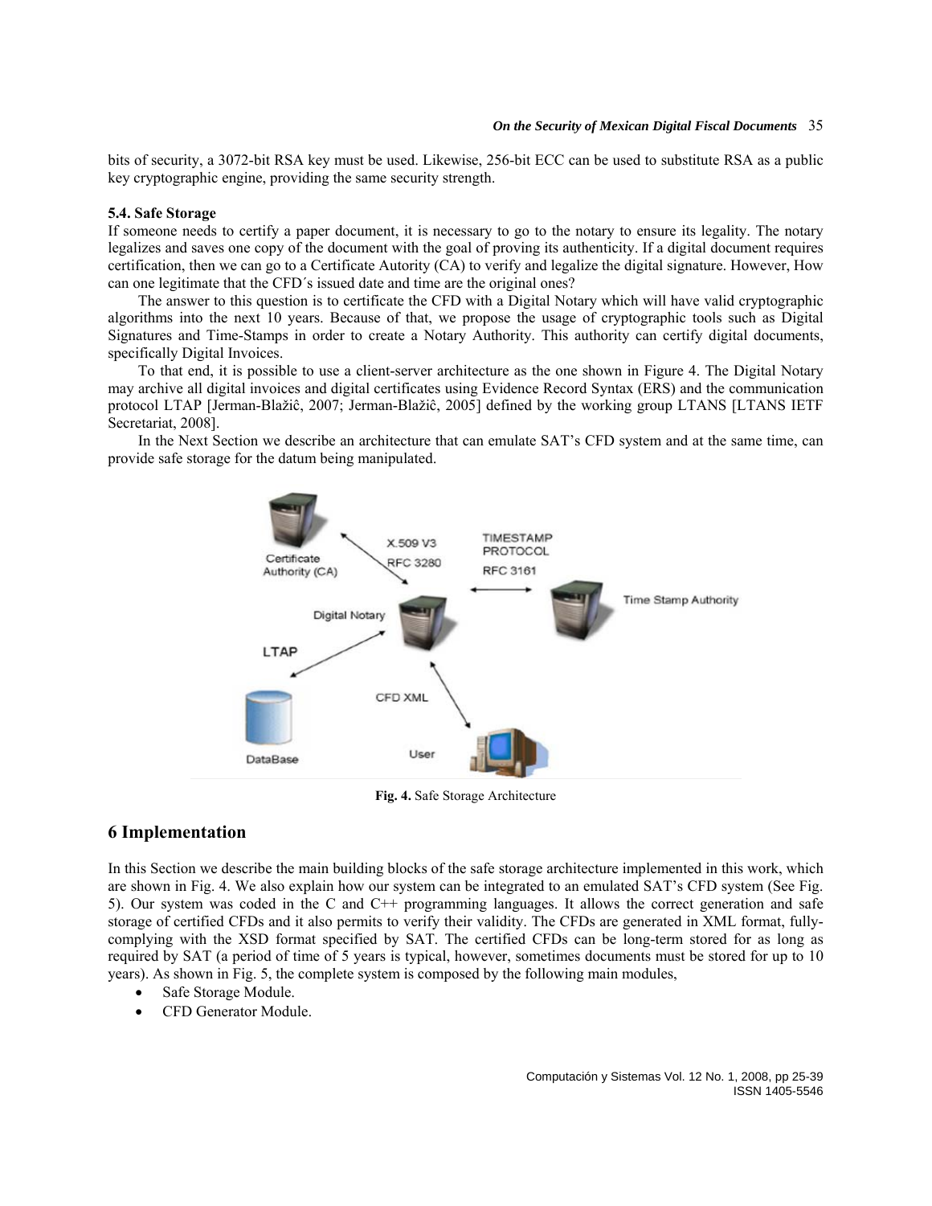bits of security, a 3072-bit RSA key must be used. Likewise, 256-bit ECC can be used to substitute RSA as a public key cryptographic engine, providing the same security strength.

### 5.4. Safe Storage

If someone needs to certify a paper document, it is necessary to go to the notary to ensure its legality. The notary legalizes and saves one copy of the document with the goal of proving its authenticity. If a digital document requires certification, then we can go to a Certificate Autority (CA) to verify and legalize the digital signature. However, How can one legitimate that the CFD´s issued date and time are the original ones?

The answer to this question is to certificate the CFD with a Digital Notary which will have valid cryptographic algorithms into the next 10 years. Because of that, we propose the usage of cryptographic tools such as Digital Signatures and Time-Stamps in order to create a Notary Authority. This authority can certify digital documents, specifically Digital Invoices.

To that end, it is possible to use a client-server architecture as the one shown in Figure 4. The Digital Notary may archive all digital invoices and digital certificates using Evidence Record Syntax (ERS) and the communication protocol LTAP [Jerman-Blažiĉ, 2007; Jerman-Blažiĉ, 2005] defined by the working group LTANS [LTANS IETF Secretariat, 2008].

In the Next Section we describe an architecture that can emulate SAT's CFD system and at the same time, can provide safe storage for the datum being manipulated.

**Fig. 4.** Safe Storage Architecture

## 6 Implementation

In this Section we describe the main building blocks of the safe storage architecture implemented in this work, which are shown in Fig. 4. We also explain how our system can be integrated to an emulated SAT's CFD system (See Fig. 5). Our system was coded in the C and C++ programming languages. It allows the correct generation and safe storage of certified CFDs and it also permits to verify their validity. The CFDs are generated in XML format, fully-complying with the XSD format specified by SAT. The certified CFDs can be long-term stored for as long as required by SAT (a period of time of 5 years is typical, however, sometimes documents must be stored for up to 10 years). As shown in Fig. 5, the complete system is composed by the following main modules,

- Safe Storage Module.
- CFD Generator Module.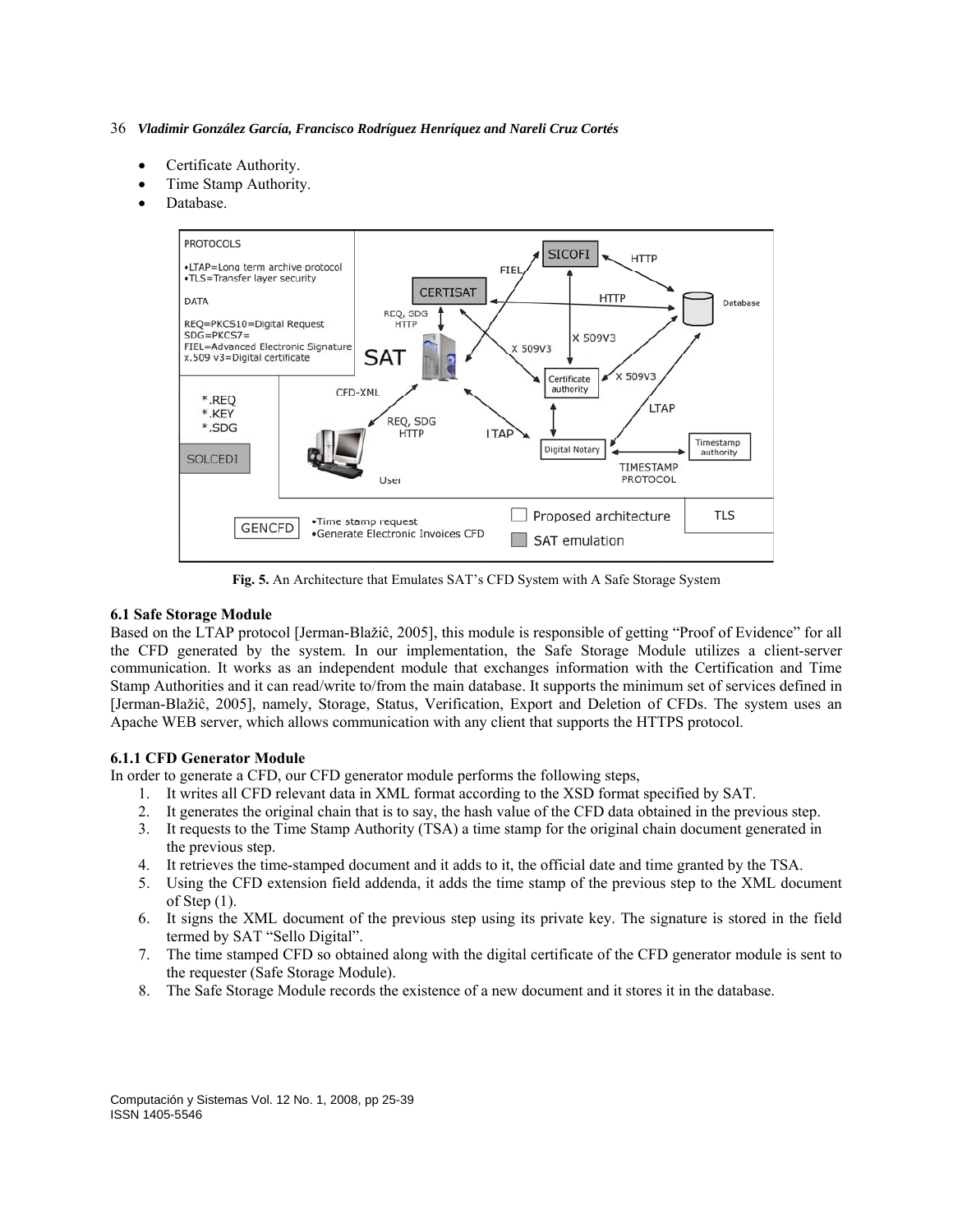- Certificate Authority.
- Time Stamp Authority.
- Database.

**Fig. 5.** An Architecture that Emulates SAT's CFD System with A Safe Storage System

### 6.1 Safe Storage Module

Based on the LTAP protocol [Jerman-Blažiĉ, 2005], this module is responsible of getting "Proof of Evidence" for all the CFD generated by the system. In our implementation, the Safe Storage Module utilizes a client-server communication. It works as an independent module that exchanges information with the Certification and Time Stamp Authorities and it can read/write to/from the main database. It supports the minimum set of services defined in [Jerman-Blažiĉ, 2005], namely, Storage, Status, Verification, Export and Deletion of CFDs. The system uses an Apache WEB server, which allows communication with any client that supports the HTTPS protocol.

#### 6.1.1 CFD Generator Module

In order to generate a CFD, our CFD generator module performs the following steps,

1. It writes all CFD relevant data in XML format according to the XSD format specified by SAT.
2. It generates the original chain that is to say, the hash value of the CFD data obtained in the previous step.
3. It requests to the Time Stamp Authority (TSA) a time stamp for the original chain document generated in the previous step.
4. It retrieves the time-stamped document and it adds to it, the official date and time granted by the TSA.
5. Using the CFD extension field addenda, it adds the time stamp of the previous step to the XML document of Step (1).
6. It signs the XML document of the previous step using its private key. The signature is stored in the field termed by SAT "Sello Digital".
7. The time stamped CFD so obtained along with the digital certificate of the CFD generator module is sent to the requester (Safe Storage Module).
8. The Safe Storage Module records the existence of a new document and it stores it in the database.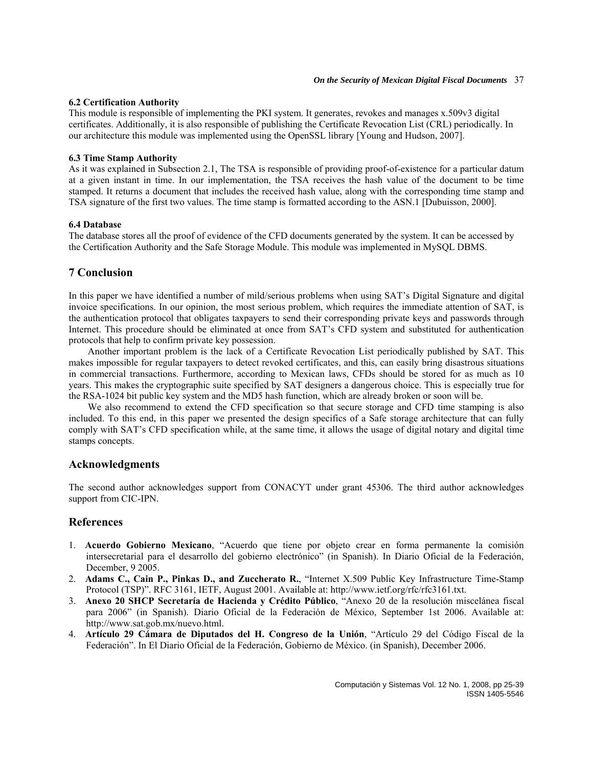### 6.2 Certification Authority

This module is responsible of implementing the PKI system. It generates, revokes and manages x.509v3 digital certificates. Additionally, it is also responsible of publishing the Certificate Revocation List (CRL) periodically. In our architecture this module was implemented using the OpenSSL library [Young and Hudson, 2007].

### 6.3 Time Stamp Authority

As it was explained in Subsection 2.1, The TSA is responsible of providing proof-of-existence for a particular datum at a given instant in time. In our implementation, the TSA receives the hash value of the document to be time stamped. It returns a document that includes the received hash value, along with the corresponding time stamp and TSA signature of the first two values. The time stamp is formatted according to the ASN.1 [Dubuisson, 2000].

### 6.4 Database

The database stores all the proof of evidence of the CFD documents generated by the system. It can be accessed by the Certification Authority and the Safe Storage Module. This module was implemented in MySQL DBMS.

## 7 Conclusion

In this paper we have identified a number of mild/serious problems when using SAT's Digital Signature and digital invoice specifications. In our opinion, the most serious problem, which requires the immediate attention of SAT, is the authentication protocol that obligates taxpayers to send their corresponding private keys and passwords through Internet. This procedure should be eliminated at once from SAT's CFD system and substituted for authentication protocols that help to confirm private key possession.

Another important problem is the lack of a Certificate Revocation List periodically published by SAT. This makes impossible for regular taxpayers to detect revoked certificates, and this, can easily bring disastrous situations in commercial transactions. Furthermore, according to Mexican laws, CFDs should be stored for as much as 10 years. This makes the cryptographic suite specified by SAT designers a dangerous choice. This is especially true for the RSA-1024 bit public key system and the MD5 hash function, which are already broken or soon will be.

We also recommend to extend the CFD specification so that secure storage and CFD time stamping is also included. To this end, in this paper we presented the design specifics of a Safe storage architecture that can fully comply with SAT's CFD specification while, at the same time, it allows the usage of digital notary and digital time stamps concepts.

## Acknowledgments

The second author acknowledges support from CONACYT under grant 45306. The third author acknowledges support from CIC-IPN.

## References

1. **Acuerdo Gobierno Mexicano**, "Acuerdo que tiene por objeto crear en forma permanente la comisión intersecretarial para el desarrollo del gobierno electrónico" (in Spanish). In Diario Oficial de la Federación, December, 9 2005.
2. **Adams C., Cain P., Pinkas D., and Zuccherato R.**, "Internet X.509 Public Key Infrastructure Time-Stamp Protocol (TSP)". RFC 3161, IETF, August 2001. Available at: http://www.ietf.org/rfc/rfc3161.txt.
3. **Anexo 20 SHCP Secretaría de Hacienda y Crédito Público**, "Anexo 20 de la resolución miscelánea fiscal para 2006" (in Spanish). Diario Oficial de la Federación de México, September 1st 2006. Available at: http://www.sat.gob.mx/nuevo.html.
4. **Artículo 29 Cámara de Diputados del H. Congreso de la Unión**, "Artículo 29 del Código Fiscal de la Federación". In El Diario Oficial de la Federación, Gobierno de México. (in Spanish), December 2006.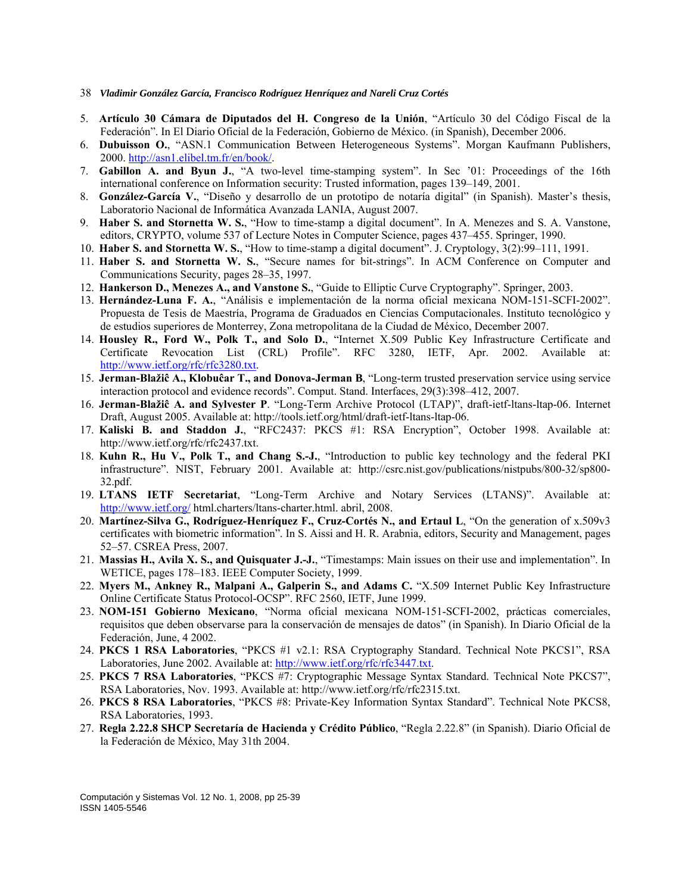5. **Artículo 30 Cámara de Diputados del H. Congreso de la Unión**, "Artículo 30 del Código Fiscal de la Federación". In El Diario Oficial de la Federación, Gobierno de México. (in Spanish), December 2006.
6. **Dubuisson O.**, "ASN.1 Communication Between Heterogeneous Systems". Morgan Kaufmann Publishers, 2000. http://asn1.elibel.tm.fr/en/book/.
7. **Gabillon A. and Byun J.**, "A two-level time-stamping system". In Sec '01: Proceedings of the 16th international conference on Information security: Trusted information, pages 139–149, 2001.
8. **González-García V.**, "Diseño y desarrollo de un prototipo de notaría digital" (in Spanish). Master's thesis, Laboratorio Nacional de Informática Avanzada LANIA, August 2007.
9. **Haber S. and Stornetta W. S.**, "How to time-stamp a digital document". In A. Menezes and S. A. Vanstone, editors, CRYPTO, volume 537 of Lecture Notes in Computer Science, pages 437–455. Springer, 1990.
10. **Haber S. and Stornetta W. S.**, "How to time-stamp a digital document". J. Cryptology, 3(2):99–111, 1991.
11. **Haber S. and Stornetta W. S.**, "Secure names for bit-strings". In ACM Conference on Computer and Communications Security, pages 28–35, 1997.
12. **Hankerson D., Menezes A., and Vanstone S.**, "Guide to Elliptic Curve Cryptography". Springer, 2003.
13. **Hernández-Luna F. A.**, "Análisis e implementación de la norma oficial mexicana NOM-151-SCFI-2002". Propuesta de Tesis de Maestría, Programa de Graduados en Ciencias Computacionales. Instituto tecnológico y de estudios superiores de Monterrey, Zona metropolitana de la Ciudad de México, December 2007.
14. **Housley R., Ford W., Polk T., and Solo D.**, "Internet X.509 Public Key Infrastructure Certificate and Certificate Revocation List (CRL) Profile". RFC 3280, IETF, Apr. 2002. Available at: http://www.ietf.org/rfc/rfc3280.txt.
15. **Jerman-Blažiĉ A., Klobuĉar T., and Donova-Jerman B**, "Long-term trusted preservation service using service interaction protocol and evidence records". Comput. Stand. Interfaces, 29(3):398–412, 2007.
16. **Jerman-Blažiĉ A. and Sylvester P**. "Long-Term Archive Protocol (LTAP)", draft-ietf-ltans-ltap-06. Internet Draft, August 2005. Available at: http://tools.ietf.org/html/draft-ietf-ltans-ltap-06.
17. **Kaliski B. and Staddon J.**, "RFC2437: PKCS #1: RSA Encryption", October 1998. Available at: http://www.ietf.org/rfc/rfc2437.txt.
18. **Kuhn R., Hu V., Polk T., and Chang S.-J.**, "Introduction to public key technology and the federal PKI infrastructure". NIST, February 2001. Available at: http://csrc.nist.gov/publications/nistpubs/800-32/sp800-32.pdf.
19. **LTANS IETF Secretariat**, "Long-Term Archive and Notary Services (LTANS)". Available at: http://www.ietf.org/ html.charters/ltans-charter.html. abril, 2008.
20. **Martínez-Silva G., Rodríguez-Henríquez F., Cruz-Cortés N., and Ertaul L**, "On the generation of x.509v3 certificates with biometric information". In S. Aissi and H. R. Arabnia, editors, Security and Management, pages 52–57. CSREA Press, 2007.
21. **Massias H., Avila X. S., and Quisquater J.-J.**, "Timestamps: Main issues on their use and implementation". In WETICE, pages 178–183. IEEE Computer Society, 1999.
22. **Myers M., Ankney R., Malpani A., Galperin S., and Adams C.** "X.509 Internet Public Key Infrastructure Online Certificate Status Protocol-OCSP". RFC 2560, IETF, June 1999.
23. **NOM-151 Gobierno Mexicano**, "Norma oficial mexicana NOM-151-SCFI-2002, prácticas comerciales, requisitos que deben observarse para la conservación de mensajes de datos" (in Spanish). In Diario Oficial de la Federación, June, 4 2002.
24. **PKCS 1 RSA Laboratories**, "PKCS #1 v2.1: RSA Cryptography Standard. Technical Note PKCS1", RSA Laboratories, June 2002. Available at: http://www.ietf.org/rfc/rfc3447.txt.
25. **PKCS 7 RSA Laboratories**, "PKCS #7: Cryptographic Message Syntax Standard. Technical Note PKCS7", RSA Laboratories, Nov. 1993. Available at: http://www.ietf.org/rfc/rfc2315.txt.
26. **PKCS 8 RSA Laboratories**, "PKCS #8: Private-Key Information Syntax Standard". Technical Note PKCS8, RSA Laboratories, 1993.
27. **Regla 2.22.8 SHCP Secretaría de Hacienda y Crédito Público**, "Regla 2.22.8" (in Spanish). Diario Oficial de la Federación de México, May 31th 2004.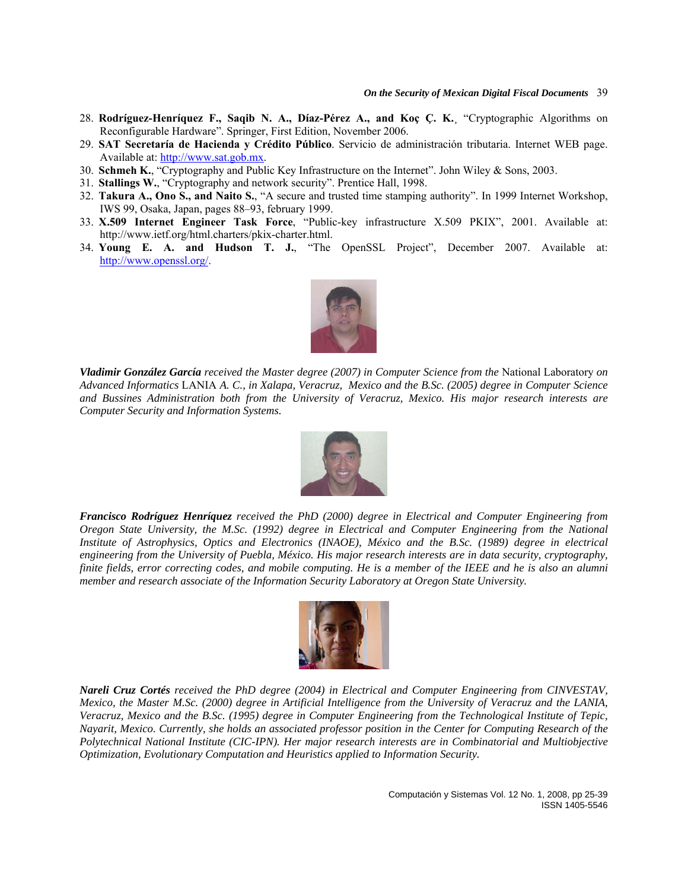28. **Rodríguez-Henríquez F., Saqib N. A., Díaz-Pérez A., and Koç Ç. K.**¸ "Cryptographic Algorithms on Reconfigurable Hardware". Springer, First Edition, November 2006.
29. **SAT Secretaría de Hacienda y Crédito Público**. Servicio de administración tributaria. Internet WEB page. Available at: http://www.sat.gob.mx.
30. **Schmeh K.**, "Cryptography and Public Key Infrastructure on the Internet". John Wiley & Sons, 2003.
31. **Stallings W.**, "Cryptography and network security". Prentice Hall, 1998.
32. **Takura A., Ono S., and Naito S.**, "A secure and trusted time stamping authority". In 1999 Internet Workshop, IWS 99, Osaka, Japan, pages 88–93, february 1999.
33. **X.509 Internet Engineer Task Force**, "Public-key infrastructure X.509 PKIX", 2001. Available at: http://www.ietf.org/html.charters/pkix-charter.html.
34. **Young E. A. and Hudson T. J.**, "The OpenSSL Project", December 2007. Available at: http://www.openssl.org/.

***Vladimir González García*** *received the Master degree (2007) in Computer Science from the* National Laboratory *on Advanced Informatics* LANIA *A. C., in Xalapa, Veracruz, Mexico and the B.Sc. (2005) degree in Computer Science and Bussines Administration both from the University of Veracruz, Mexico. His major research interests are Computer Security and Information Systems.*

***Francisco Rodríguez Henríquez*** *received the PhD (2000) degree in Electrical and Computer Engineering from Oregon State University, the M.Sc. (1992) degree in Electrical and Computer Engineering from the National Institute of Astrophysics, Optics and Electronics (INAOE), México and the B.Sc. (1989) degree in electrical engineering from the University of Puebla, México. His major research interests are in data security, cryptography, finite fields, error correcting codes, and mobile computing. He is a member of the IEEE and he is also an alumni member and research associate of the Information Security Laboratory at Oregon State University.*

***Nareli Cruz Cortés*** *received the PhD degree (2004) in Electrical and Computer Engineering from CINVESTAV, Mexico, the Master M.Sc. (2000) degree in Artificial Intelligence from the University of Veracruz and the LANIA, Veracruz, Mexico and the B.Sc. (1995) degree in Computer Engineering from the Technological Institute of Tepic, Nayarit, Mexico. Currently, she holds an associated professor position in the Center for Computing Research of the Polytechnical National Institute (CIC-IPN). Her major research interests are in Combinatorial and Multiobjective Optimization, Evolutionary Computation and Heuristics applied to Information Security.*